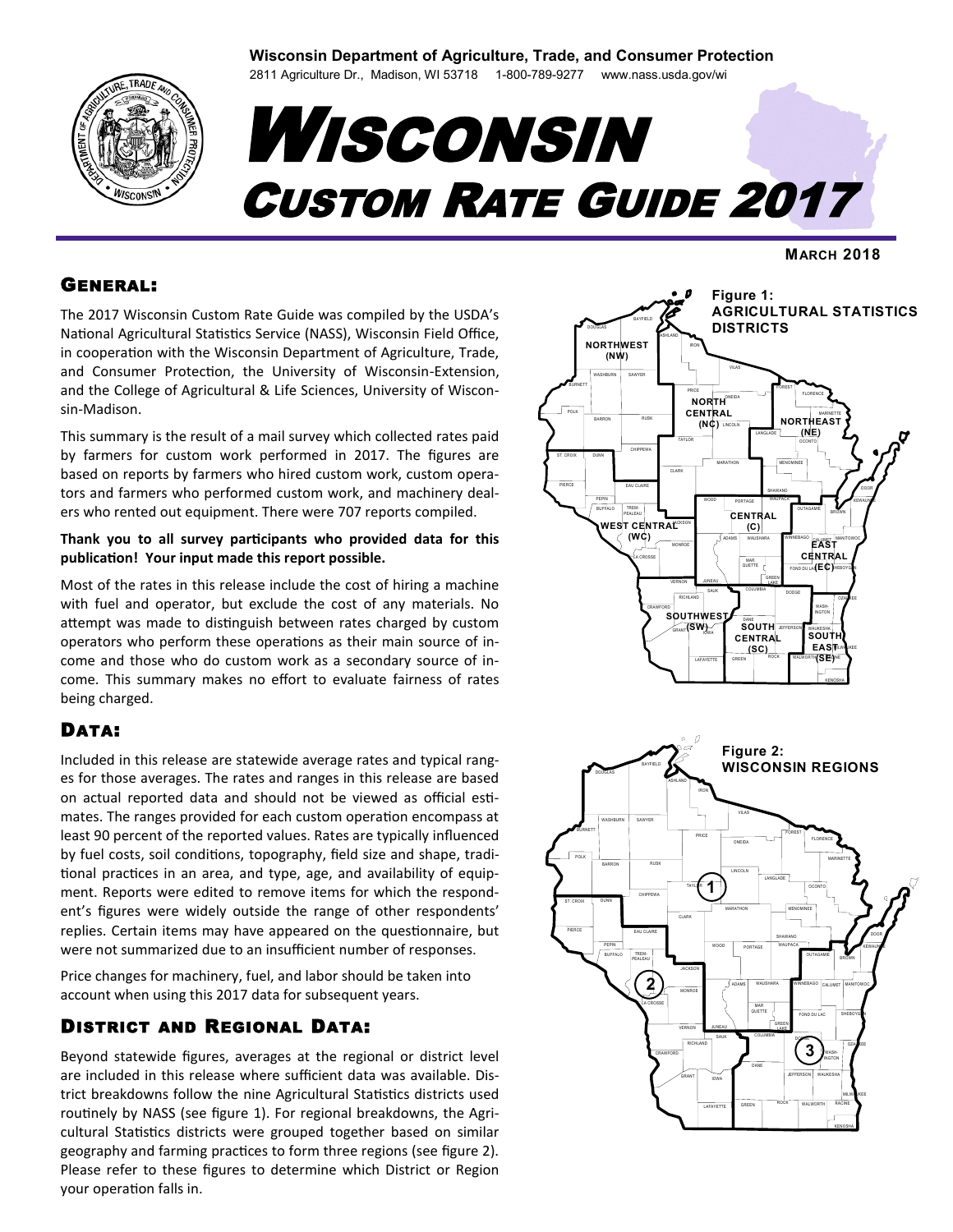**Wisconsin Department of Agriculture, Trade, and Consumer Protection**

2811 Agriculture Dr., Madison, WI 53718  1-800-789-9277  www.nass.usda.gov/wi

# Wisconsin Custom Rate Guide 2017

**March 2018**

## General:

The 2017 Wisconsin Custom Rate Guide was compiled by the USDA's National Agricultural Statistics Service (NASS), Wisconsin Field Office, in cooperation with the Wisconsin Department of Agriculture, Trade, and Consumer Protection, the University of Wisconsin-Extension, and the College of Agricultural & Life Sciences, University of Wisconsin-Madison.

This summary is the result of a mail survey which collected rates paid by farmers for custom work performed in 2017. The figures are based on reports by farmers who hired custom work, custom operators and farmers who performed custom work, and machinery dealers who rented out equipment. There were 707 reports compiled.

**Thank you to all survey participants who provided data for this publication! Your input made this report possible.**

Most of the rates in this release include the cost of hiring a machine with fuel and operator, but exclude the cost of any materials. No attempt was made to distinguish between rates charged by custom operators who perform these operations as their main source of income and those who do custom work as a secondary source of income. This summary makes no effort to evaluate fairness of rates being charged.

## Data:

Included in this release are statewide average rates and typical ranges for those averages. The rates and ranges in this release are based on actual reported data and should not be viewed as official estimates. The ranges provided for each custom operation encompass at least 90 percent of the reported values. Rates are typically influenced by fuel costs, soil conditions, topography, field size and shape, traditional practices in an area, and type, age, and availability of equipment. Reports were edited to remove items for which the respondent's figures were widely outside the range of other respondents' replies. Certain items may have appeared on the questionnaire, but were not summarized due to an insufficient number of responses.

Price changes for machinery, fuel, and labor should be taken into account when using this 2017 data for subsequent years.

## District and Regional Data:

Beyond statewide figures, averages at the regional or district level are included in this release where sufficient data was available. District breakdowns follow the nine Agricultural Statistics districts used routinely by NASS (see figure 1). For regional breakdowns, the Agricultural Statistics districts were grouped together based on similar geography and farming practices to form three regions (see figure 2). Please refer to these figures to determine which District or Region your operation falls in.

**Figure 1: AGRICULTURAL STATISTICS DISTRICTS**

**Figure 2: WISCONSIN REGIONS**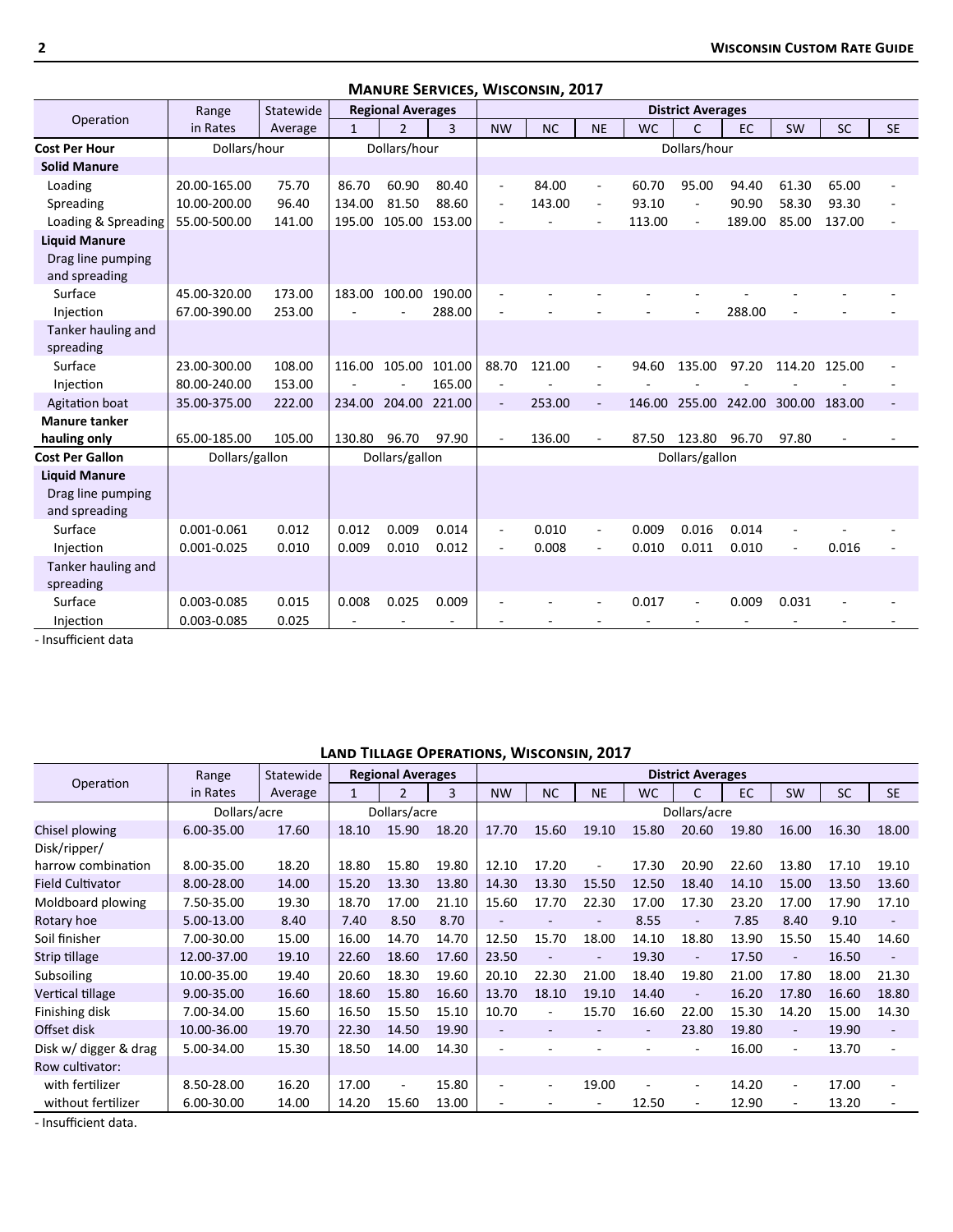## Manure Services, Wisconsin, 2017

| Operation | Range in Rates | Statewide Average | Regional Averages | | | District Averages | | | | | | | | |
|---|---|---|---|---|---|---|---|---|---|---|---|---|---|---|
| | | | 1 | 2 | 3 | NW | NC | NE | WC | C | EC | SW | SC | SE |
| **Cost Per Hour** | Dollars/hour | | Dollars/hour | | | Dollars/hour | | | | | | | | |
| **Solid Manure** | | | | | | | | | | | | | | |
| Loading | 20.00-165.00 | 75.70 | 86.70 | 60.90 | 80.40 | - | 84.00 | - | 60.70 | 95.00 | 94.40 | 61.30 | 65.00 | - |
| Spreading | 10.00-200.00 | 96.40 | 134.00 | 81.50 | 88.60 | - | 143.00 | - | 93.10 | - | 90.90 | 58.30 | 93.30 | - |
| Loading & Spreading | 55.00-500.00 | 141.00 | 195.00 | 105.00 | 153.00 | - | - | - | 113.00 | - | 189.00 | 85.00 | 137.00 | - |
| **Liquid Manure** | | | | | | | | | | | | | | |
| Drag line pumping and spreading | | | | | | | | | | | | | | |
| Surface | 45.00-320.00 | 173.00 | 183.00 | 100.00 | 190.00 | - | - | - | - | - | - | - | - | - |
| Injection | 67.00-390.00 | 253.00 | - | - | 288.00 | - | - | - | - | - | 288.00 | - | - | - |
| Tanker hauling and spreading | | | | | | | | | | | | | | |
| Surface | 23.00-300.00 | 108.00 | 116.00 | 105.00 | 101.00 | 88.70 | 121.00 | - | 94.60 | 135.00 | 97.20 | 114.20 | 125.00 | - |
| Injection | 80.00-240.00 | 153.00 | - | - | 165.00 | - | - | - | - | - | - | - | - | - |
| Agitation boat | 35.00-375.00 | 222.00 | 234.00 | 204.00 | 221.00 | - | 253.00 | - | 146.00 | 255.00 | 242.00 | 300.00 | 183.00 | - |
| **Manure tanker hauling only** | 65.00-185.00 | 105.00 | 130.80 | 96.70 | 97.90 | - | 136.00 | - | 87.50 | 123.80 | 96.70 | 97.80 | - | - |
| **Cost Per Gallon** | Dollars/gallon | | Dollars/gallon | | | Dollars/gallon | | | | | | | | |
| **Liquid Manure** | | | | | | | | | | | | | | |
| Drag line pumping and spreading | | | | | | | | | | | | | | |
| Surface | 0.001-0.061 | 0.012 | 0.012 | 0.009 | 0.014 | - | 0.010 | - | 0.009 | 0.016 | 0.014 | - | - | - |
| Injection | 0.001-0.025 | 0.010 | 0.009 | 0.010 | 0.012 | - | 0.008 | - | 0.010 | 0.011 | 0.010 | - | 0.016 | - |
| Tanker hauling and spreading | | | | | | | | | | | | | | |
| Surface | 0.003-0.085 | 0.015 | 0.008 | 0.025 | 0.009 | - | - | - | 0.017 | - | 0.009 | 0.031 | - | - |
| Injection | 0.003-0.085 | 0.025 | - | - | - | - | - | - | - | - | - | - | - | - |

- Insufficient data

## Land Tillage Operations, Wisconsin, 2017

| Operation | Range in Rates | Statewide Average | Regional Averages | | | District Averages | | | | | | | | |
|---|---|---|---|---|---|---|---|---|---|---|---|---|---|---|
| | | | 1 | 2 | 3 | NW | NC | NE | WC | C | EC | SW | SC | SE |
| | Dollars/acre | | Dollars/acre | | | Dollars/acre | | | | | | | | |
| Chisel plowing | 6.00-35.00 | 17.60 | 18.10 | 15.90 | 18.20 | 17.70 | 15.60 | 19.10 | 15.80 | 20.60 | 19.80 | 16.00 | 16.30 | 18.00 |
| Disk/ripper/ harrow combination | 8.00-35.00 | 18.20 | 18.80 | 15.80 | 19.80 | 12.10 | 17.20 | - | 17.30 | 20.90 | 22.60 | 13.80 | 17.10 | 19.10 |
| Field Cultivator | 8.00-28.00 | 14.00 | 15.20 | 13.30 | 13.80 | 14.30 | 13.30 | 15.50 | 12.50 | 18.40 | 14.10 | 15.00 | 13.50 | 13.60 |
| Moldboard plowing | 7.50-35.00 | 19.30 | 18.70 | 17.00 | 21.10 | 15.60 | 17.70 | 22.30 | 17.00 | 17.30 | 23.20 | 17.00 | 17.90 | 17.10 |
| Rotary hoe | 5.00-13.00 | 8.40 | 7.40 | 8.50 | 8.70 | - | - | - | 8.55 | - | 7.85 | 8.40 | 9.10 | - |
| Soil finisher | 7.00-30.00 | 15.00 | 16.00 | 14.70 | 14.70 | 12.50 | 15.70 | 18.00 | 14.10 | 18.80 | 13.90 | 15.50 | 15.40 | 14.60 |
| Strip tillage | 12.00-37.00 | 19.10 | 22.60 | 18.60 | 17.60 | 23.50 | - | - | 19.30 | - | 17.50 | - | 16.50 | - |
| Subsoiling | 10.00-35.00 | 19.40 | 20.60 | 18.30 | 19.60 | 20.10 | 22.30 | 21.00 | 18.40 | 19.80 | 21.00 | 17.80 | 18.00 | 21.30 |
| Vertical tillage | 9.00-35.00 | 16.60 | 18.60 | 15.80 | 16.60 | 13.70 | 18.10 | 19.10 | 14.40 | - | 16.20 | 17.80 | 16.60 | 18.80 |
| Finishing disk | 7.00-34.00 | 15.60 | 16.50 | 15.50 | 15.10 | 10.70 | - | 15.70 | 16.60 | 22.00 | 15.30 | 14.20 | 15.00 | 14.30 |
| Offset disk | 10.00-36.00 | 19.70 | 22.30 | 14.50 | 19.90 | - | - | - | - | 23.80 | 19.80 | - | 19.90 | - |
| Disk w/ digger & drag | 5.00-34.00 | 15.30 | 18.50 | 14.00 | 14.30 | - | - | - | - | - | 16.00 | - | 13.70 | - |
| Row cultivator: | | | | | | | | | | | | | | |
| with fertilizer | 8.50-28.00 | 16.20 | 17.00 | - | 15.80 | - | - | 19.00 | - | - | 14.20 | - | 17.00 | - |
| without fertilizer | 6.00-30.00 | 14.00 | 14.20 | 15.60 | 13.00 | - | - | - | 12.50 | - | 12.90 | - | 13.20 | - |

- Insufficient data.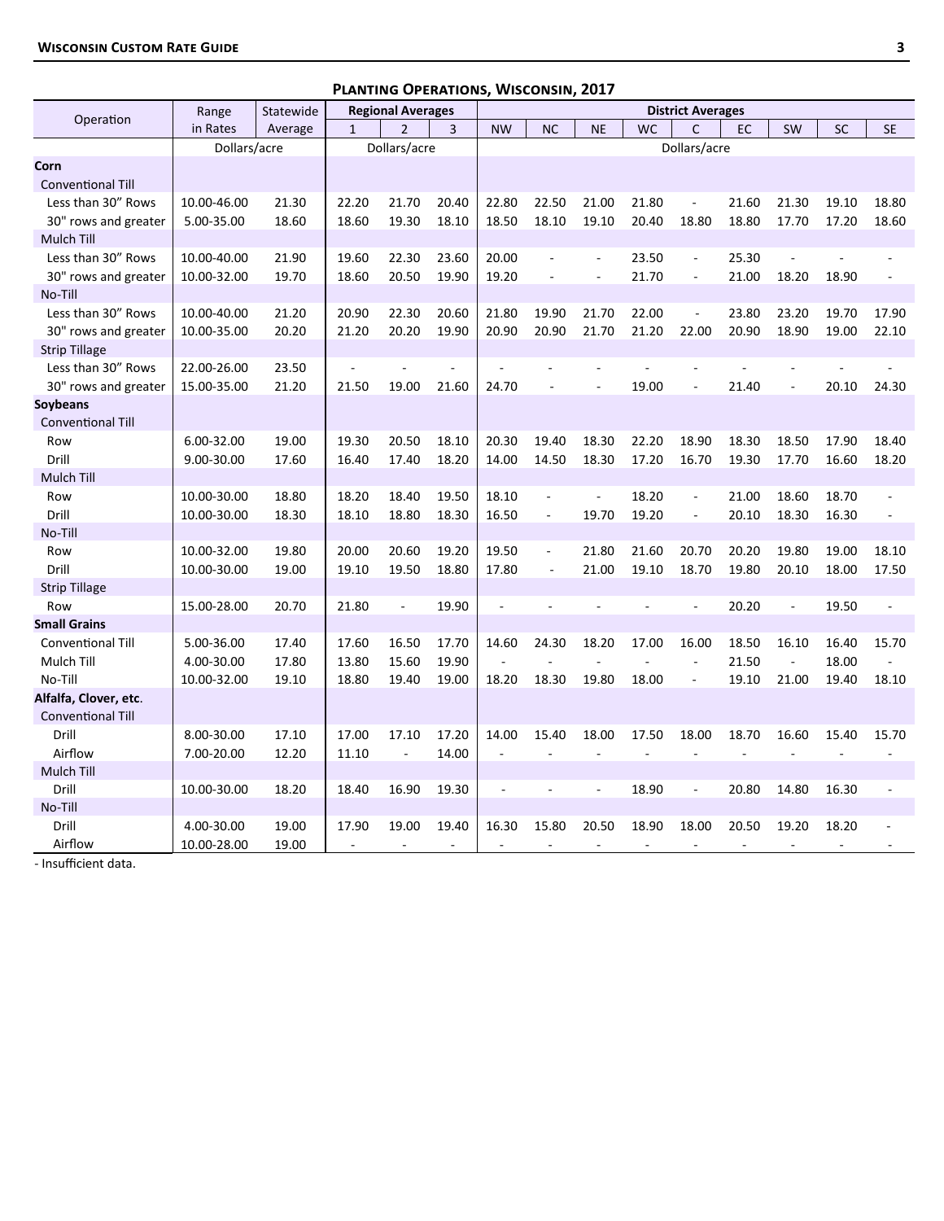## Planting Operations, Wisconsin, 2017

| Operation | Range in Rates | Statewide Average | Regional Averages | | | District Averages | | | | | | | | |
|---|---|---|---|---|---|---|---|---|---|---|---|---|---|---|
| | | | 1 | 2 | 3 | NW | NC | NE | WC | C | EC | SW | SC | SE |
| | Dollars/acre | | Dollars/acre | | | Dollars/acre | | | | | | | | |
| **Corn** | | | | | | | | | | | | | | |
| Conventional Till | | | | | | | | | | | | | | |
| Less than 30" Rows | 10.00-46.00 | 21.30 | 22.20 | 21.70 | 20.40 | 22.80 | 22.50 | 21.00 | 21.80 | - | 21.60 | 21.30 | 19.10 | 18.80 |
| 30" rows and greater | 5.00-35.00 | 18.60 | 18.60 | 19.30 | 18.10 | 18.50 | 18.10 | 19.10 | 20.40 | 18.80 | 18.80 | 17.70 | 17.20 | 18.60 |
| Mulch Till | | | | | | | | | | | | | | |
| Less than 30" Rows | 10.00-40.00 | 21.90 | 19.60 | 22.30 | 23.60 | 20.00 | - | - | 23.50 | - | 25.30 | - | - | - |
| 30" rows and greater | 10.00-32.00 | 19.70 | 18.60 | 20.50 | 19.90 | 19.20 | - | - | 21.70 | - | 21.00 | 18.20 | 18.90 | - |
| No-Till | | | | | | | | | | | | | | |
| Less than 30" Rows | 10.00-40.00 | 21.20 | 20.90 | 22.30 | 20.60 | 21.80 | 19.90 | 21.70 | 22.00 | - | 23.80 | 23.20 | 19.70 | 17.90 |
| 30" rows and greater | 10.00-35.00 | 20.20 | 21.20 | 20.20 | 19.90 | 20.90 | 20.90 | 21.70 | 21.20 | 22.00 | 20.90 | 18.90 | 19.00 | 22.10 |
| Strip Tillage | | | | | | | | | | | | | | |
| Less than 30" Rows | 22.00-26.00 | 23.50 | - | - | - | - | - | - | - | - | - | - | - | - |
| 30" rows and greater | 15.00-35.00 | 21.20 | 21.50 | 19.00 | 21.60 | 24.70 | - | - | 19.00 | - | 21.40 | - | 20.10 | 24.30 |
| **Soybeans** | | | | | | | | | | | | | | |
| Conventional Till | | | | | | | | | | | | | | |
| Row | 6.00-32.00 | 19.00 | 19.30 | 20.50 | 18.10 | 20.30 | 19.40 | 18.30 | 22.20 | 18.90 | 18.30 | 18.50 | 17.90 | 18.40 |
| Drill | 9.00-30.00 | 17.60 | 16.40 | 17.40 | 18.20 | 14.00 | 14.50 | 18.30 | 17.20 | 16.70 | 19.30 | 17.70 | 16.60 | 18.20 |
| Mulch Till | | | | | | | | | | | | | | |
| Row | 10.00-30.00 | 18.80 | 18.20 | 18.40 | 19.50 | 18.10 | - | - | 18.20 | - | 21.00 | 18.60 | 18.70 | - |
| Drill | 10.00-30.00 | 18.30 | 18.10 | 18.80 | 18.30 | 16.50 | - | 19.70 | 19.20 | - | 20.10 | 18.30 | 16.30 | - |
| No-Till | | | | | | | | | | | | | | |
| Row | 10.00-32.00 | 19.80 | 20.00 | 20.60 | 19.20 | 19.50 | - | 21.80 | 21.60 | 20.70 | 20.20 | 19.80 | 19.00 | 18.10 |
| Drill | 10.00-30.00 | 19.00 | 19.10 | 19.50 | 18.80 | 17.80 | - | 21.00 | 19.10 | 18.70 | 19.80 | 20.10 | 18.00 | 17.50 |
| Strip Tillage | | | | | | | | | | | | | | |
| Row | 15.00-28.00 | 20.70 | 21.80 | - | 19.90 | - | - | - | - | - | 20.20 | - | 19.50 | - |
| **Small Grains** | | | | | | | | | | | | | | |
| Conventional Till | 5.00-36.00 | 17.40 | 17.60 | 16.50 | 17.70 | 14.60 | 24.30 | 18.20 | 17.00 | 16.00 | 18.50 | 16.10 | 16.40 | 15.70 |
| Mulch Till | 4.00-30.00 | 17.80 | 13.80 | 15.60 | 19.90 | - | - | - | - | - | 21.50 | - | 18.00 | - |
| No-Till | 10.00-32.00 | 19.10 | 18.80 | 19.40 | 19.00 | 18.20 | 18.30 | 19.80 | 18.00 | - | 19.10 | 21.00 | 19.40 | 18.10 |
| **Alfalfa, Clover, etc.** | | | | | | | | | | | | | | |
| Conventional Till | | | | | | | | | | | | | | |
| Drill | 8.00-30.00 | 17.10 | 17.00 | 17.10 | 17.20 | 14.00 | 15.40 | 18.00 | 17.50 | 18.00 | 18.70 | 16.60 | 15.40 | 15.70 |
| Airflow | 7.00-20.00 | 12.20 | 11.10 | - | 14.00 | - | - | - | - | - | - | - | - | - |
| Mulch Till | | | | | | | | | | | | | | |
| Drill | 10.00-30.00 | 18.20 | 18.40 | 16.90 | 19.30 | - | - | - | 18.90 | - | 20.80 | 14.80 | 16.30 | - |
| No-Till | | | | | | | | | | | | | | |
| Drill | 4.00-30.00 | 19.00 | 17.90 | 19.00 | 19.40 | 16.30 | 15.80 | 20.50 | 18.90 | 18.00 | 20.50 | 19.20 | 18.20 | - |
| Airflow | 10.00-28.00 | 19.00 | - | - | - | - | - | - | - | - | - | - | - | - |

- Insufficient data.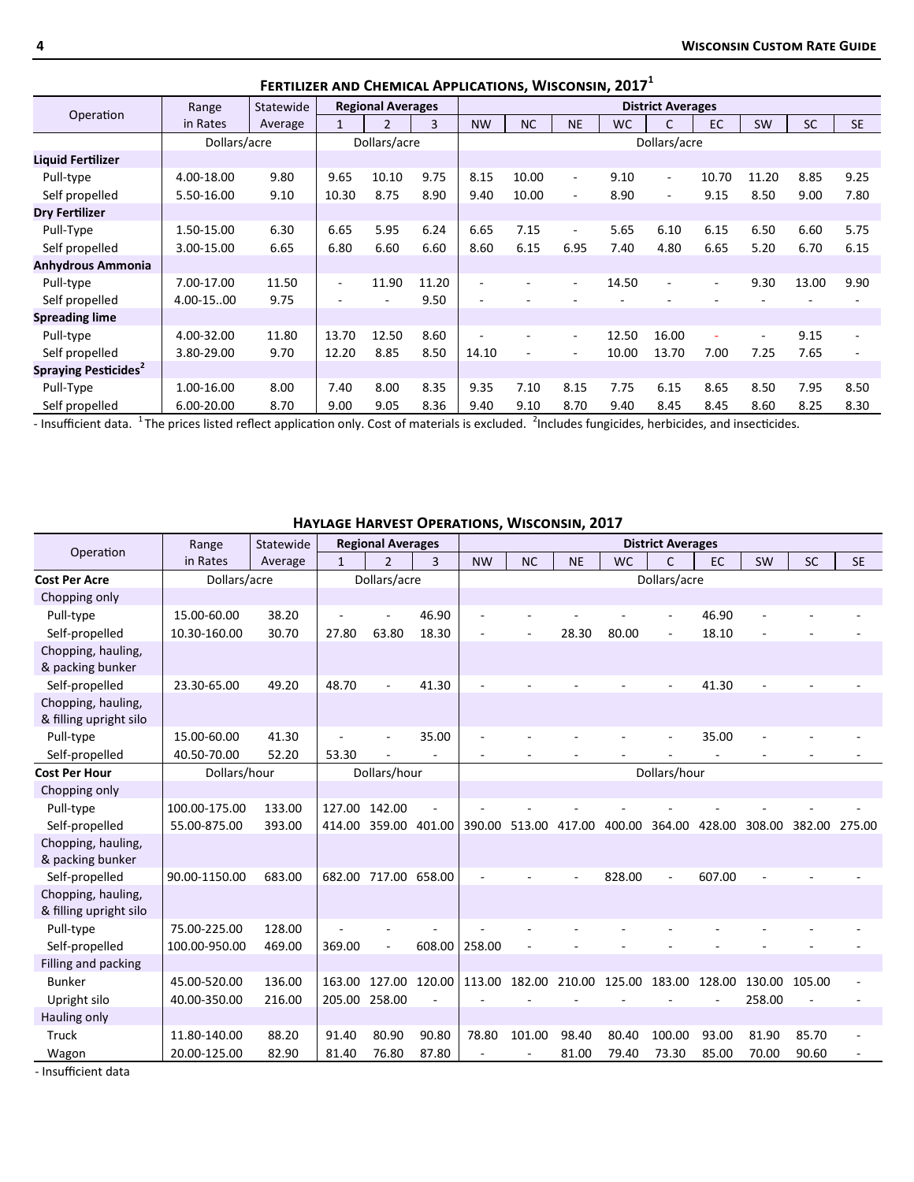## Fertilizer and Chemical Applications, Wisconsin, 2017[1]

| Operation | Range in Rates | Statewide Average | Regional Averages | | | District Averages | | | | | | | | |
|---|---|---|---|---|---|---|---|---|---|---|---|---|---|---|
| | | | 1 | 2 | 3 | NW | NC | NE | WC | C | EC | SW | SC | SE |
| | Dollars/acre | | Dollars/acre | | | Dollars/acre | | | | | | | | |
| **Liquid Fertilizer** | | | | | | | | | | | | | | |
| Pull-type | 4.00-18.00 | 9.80 | 9.65 | 10.10 | 9.75 | 8.15 | 10.00 | - | 9.10 | - | 10.70 | 11.20 | 8.85 | 9.25 |
| Self propelled | 5.50-16.00 | 9.10 | 10.30 | 8.75 | 8.90 | 9.40 | 10.00 | - | 8.90 | - | 9.15 | 8.50 | 9.00 | 7.80 |
| **Dry Fertilizer** | | | | | | | | | | | | | | |
| Pull-Type | 1.50-15.00 | 6.30 | 6.65 | 5.95 | 6.24 | 6.65 | 7.15 | - | 5.65 | 6.10 | 6.15 | 6.50 | 6.60 | 5.75 |
| Self propelled | 3.00-15.00 | 6.65 | 6.80 | 6.60 | 6.60 | 8.60 | 6.15 | 6.95 | 7.40 | 4.80 | 6.65 | 5.20 | 6.70 | 6.15 |
| **Anhydrous Ammonia** | | | | | | | | | | | | | | |
| Pull-type | 7.00-17.00 | 11.50 | - | 11.90 | 11.20 | - | - | - | 14.50 | - | - | 9.30 | 13.00 | 9.90 |
| Self propelled | 4.00-15..00 | 9.75 | - | - | 9.50 | - | - | - | - | - | - | - | - | - |
| **Spreading lime** | | | | | | | | | | | | | | |
| Pull-type | 4.00-32.00 | 11.80 | 13.70 | 12.50 | 8.60 | - | - | - | 12.50 | 16.00 | - | - | 9.15 | - |
| Self propelled | 3.80-29.00 | 9.70 | 12.20 | 8.85 | 8.50 | 14.10 | - | - | 10.00 | 13.70 | 7.00 | 7.25 | 7.65 | - |
| **Spraying Pesticides[2]** | | | | | | | | | | | | | | |
| Pull-Type | 1.00-16.00 | 8.00 | 7.40 | 8.00 | 8.35 | 9.35 | 7.10 | 8.15 | 7.75 | 6.15 | 8.65 | 8.50 | 7.95 | 8.50 |
| Self propelled | 6.00-20.00 | 8.70 | 9.00 | 9.05 | 8.36 | 9.40 | 9.10 | 8.70 | 9.40 | 8.45 | 8.45 | 8.60 | 8.25 | 8.30 |

- Insufficient data. [1]The prices listed reflect application only. Cost of materials is excluded. [2]Includes fungicides, herbicides, and insecticides.

## Haylage Harvest Operations, Wisconsin, 2017

| Operation | Range in Rates | Statewide Average | Regional Averages | | | District Averages | | | | | | | | |
|---|---|---|---|---|---|---|---|---|---|---|---|---|---|---|
| | | | 1 | 2 | 3 | NW | NC | NE | WC | C | EC | SW | SC | SE |
| **Cost Per Acre** | Dollars/acre | | Dollars/acre | | | Dollars/acre | | | | | | | | |
| Chopping only | | | | | | | | | | | | | | |
| Pull-type | 15.00-60.00 | 38.20 | - | - | 46.90 | - | - | - | - | - | 46.90 | - | - | - |
| Self-propelled | 10.30-160.00 | 30.70 | 27.80 | 63.80 | 18.30 | - | - | 28.30 | 80.00 | - | 18.10 | - | - | - |
| Chopping, hauling, & packing bunker | | | | | | | | | | | | | | |
| Self-propelled | 23.30-65.00 | 49.20 | 48.70 | - | 41.30 | - | - | - | - | - | 41.30 | - | - | - |
| Chopping, hauling, & filling upright silo | | | | | | | | | | | | | | |
| Pull-type | 15.00-60.00 | 41.30 | - | - | 35.00 | - | - | - | - | - | 35.00 | - | - | - |
| Self-propelled | 40.50-70.00 | 52.20 | 53.30 | - | - | - | - | - | - | - | - | - | - | - |
| **Cost Per Hour** | Dollars/hour | | Dollars/hour | | | Dollars/hour | | | | | | | | |
| Chopping only | | | | | | | | | | | | | | |
| Pull-type | 100.00-175.00 | 133.00 | 127.00 | 142.00 | - | - | - | - | - | - | - | - | - | - |
| Self-propelled | 55.00-875.00 | 393.00 | 414.00 | 359.00 | 401.00 | 390.00 | 513.00 | 417.00 | 400.00 | 364.00 | 428.00 | 308.00 | 382.00 | 275.00 |
| Chopping, hauling, & packing bunker | | | | | | | | | | | | | | |
| Self-propelled | 90.00-1150.00 | 683.00 | 682.00 | 717.00 | 658.00 | - | - | - | 828.00 | - | 607.00 | - | - | - |
| Chopping, hauling, & filling upright silo | | | | | | | | | | | | | | |
| Pull-type | 75.00-225.00 | 128.00 | - | - | - | - | - | - | - | - | - | - | - | - |
| Self-propelled | 100.00-950.00 | 469.00 | 369.00 | - | 608.00 | 258.00 | - | - | - | - | - | - | - | - |
| Filling and packing | | | | | | | | | | | | | | |
| Bunker | 45.00-520.00 | 136.00 | 163.00 | 127.00 | 120.00 | 113.00 | 182.00 | 210.00 | 125.00 | 183.00 | 128.00 | 130.00 | 105.00 | - |
| Upright silo | 40.00-350.00 | 216.00 | 205.00 | 258.00 | - | - | - | - | - | - | - | 258.00 | - | - |
| Hauling only | | | | | | | | | | | | | | |
| Truck | 11.80-140.00 | 88.20 | 91.40 | 80.90 | 90.80 | 78.80 | 101.00 | 98.40 | 80.40 | 100.00 | 93.00 | 81.90 | 85.70 | - |
| Wagon | 20.00-125.00 | 82.90 | 81.40 | 76.80 | 87.80 | - | - | 81.00 | 79.40 | 73.30 | 85.00 | 70.00 | 90.60 | - |

- Insufficient data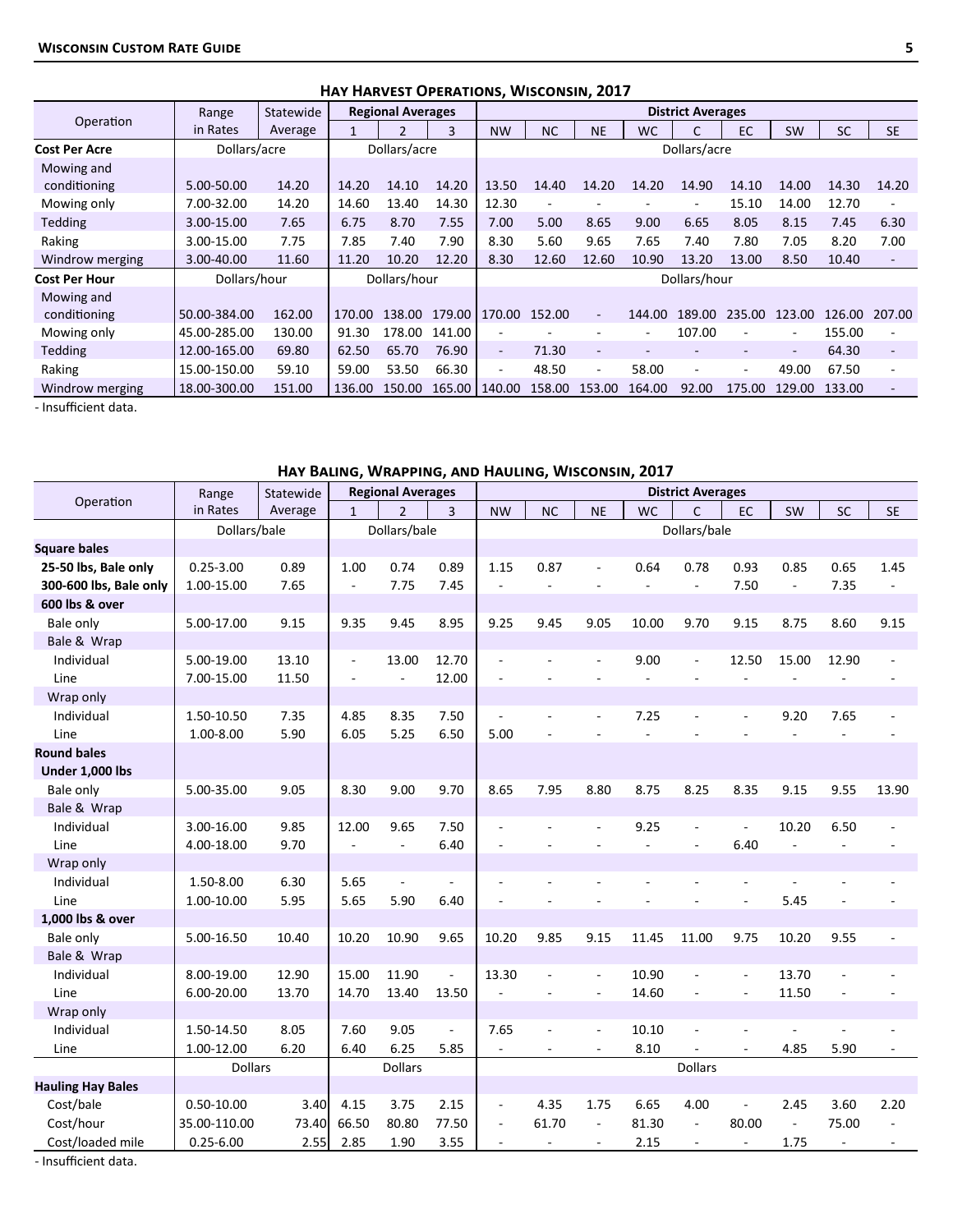## Hay Harvest Operations, Wisconsin, 2017

| Operation | Range in Rates | Statewide Average | Regional Averages | | | District Averages | | | | | | | | |
|---|---|---|---|---|---|---|---|---|---|---|---|---|---|---|
| | | | 1 | 2 | 3 | NW | NC | NE | WC | C | EC | SW | SC | SE |
| **Cost Per Acre** | Dollars/acre | | Dollars/acre | | | Dollars/acre | | | | | | | | |
| Mowing and conditioning | 5.00-50.00 | 14.20 | 14.20 | 14.10 | 14.20 | 13.50 | 14.40 | 14.20 | 14.20 | 14.90 | 14.10 | 14.00 | 14.30 | 14.20 |
| Mowing only | 7.00-32.00 | 14.20 | 14.60 | 13.40 | 14.30 | 12.30 | - | - | - | - | 15.10 | 14.00 | 12.70 | - |
| Tedding | 3.00-15.00 | 7.65 | 6.75 | 8.70 | 7.55 | 7.00 | 5.00 | 8.65 | 9.00 | 6.65 | 8.05 | 8.15 | 7.45 | 6.30 |
| Raking | 3.00-15.00 | 7.75 | 7.85 | 7.40 | 7.90 | 8.30 | 5.60 | 9.65 | 7.65 | 7.40 | 7.80 | 7.05 | 8.20 | 7.00 |
| Windrow merging | 3.00-40.00 | 11.60 | 11.20 | 10.20 | 12.20 | 8.30 | 12.60 | 12.60 | 10.90 | 13.20 | 13.00 | 8.50 | 10.40 | - |
| **Cost Per Hour** | Dollars/hour | | Dollars/hour | | | Dollars/hour | | | | | | | | |
| Mowing and conditioning | 50.00-384.00 | 162.00 | 170.00 | 138.00 | 179.00 | 170.00 | 152.00 | - | 144.00 | 189.00 | 235.00 | 123.00 | 126.00 | 207.00 |
| Mowing only | 45.00-285.00 | 130.00 | 91.30 | 178.00 | 141.00 | - | - | - | - | 107.00 | - | - | 155.00 | - |
| Tedding | 12.00-165.00 | 69.80 | 62.50 | 65.70 | 76.90 | - | 71.30 | - | - | - | - | - | 64.30 | - |
| Raking | 15.00-150.00 | 59.10 | 59.00 | 53.50 | 66.30 | - | 48.50 | - | 58.00 | - | - | 49.00 | 67.50 | - |
| Windrow merging | 18.00-300.00 | 151.00 | 136.00 | 150.00 | 165.00 | 140.00 | 158.00 | 153.00 | 164.00 | 92.00 | 175.00 | 129.00 | 133.00 | - |

- Insufficient data.

## Hay Baling, Wrapping, and Hauling, Wisconsin, 2017

| Operation | Range in Rates | Statewide Average | Regional Averages | | | District Averages | | | | | | | | |
|---|---|---|---|---|---|---|---|---|---|---|---|---|---|---|
| | | | 1 | 2 | 3 | NW | NC | NE | WC | C | EC | SW | SC | SE |
| | Dollars/bale | | Dollars/bale | | | Dollars/bale | | | | | | | | |
| **Square bales** | | | | | | | | | | | | | | |
| **25-50 lbs, Bale only** | 0.25-3.00 | 0.89 | 1.00 | 0.74 | 0.89 | 1.15 | 0.87 | - | 0.64 | 0.78 | 0.93 | 0.85 | 0.65 | 1.45 |
| **300-600 lbs, Bale only** | 1.00-15.00 | 7.65 | - | 7.75 | 7.45 | - | - | - | - | - | 7.50 | - | 7.35 | - |
| **600 lbs & over** | | | | | | | | | | | | | | |
| Bale only | 5.00-17.00 | 9.15 | 9.35 | 9.45 | 8.95 | 9.25 | 9.45 | 9.05 | 10.00 | 9.70 | 9.15 | 8.75 | 8.60 | 9.15 |
| Bale & Wrap | | | | | | | | | | | | | | |
| Individual | 5.00-19.00 | 13.10 | - | 13.00 | 12.70 | - | - | - | 9.00 | - | 12.50 | 15.00 | 12.90 | - |
| Line | 7.00-15.00 | 11.50 | - | - | 12.00 | - | - | - | - | - | - | - | - | - |
| Wrap only | | | | | | | | | | | | | | |
| Individual | 1.50-10.50 | 7.35 | 4.85 | 8.35 | 7.50 | - | - | - | 7.25 | - | - | 9.20 | 7.65 | - |
| Line | 1.00-8.00 | 5.90 | 6.05 | 5.25 | 6.50 | 5.00 | - | - | - | - | - | - | - | - |
| **Round bales** | | | | | | | | | | | | | | |
| **Under 1,000 lbs** | | | | | | | | | | | | | | |
| Bale only | 5.00-35.00 | 9.05 | 8.30 | 9.00 | 9.70 | 8.65 | 7.95 | 8.80 | 8.75 | 8.25 | 8.35 | 9.15 | 9.55 | 13.90 |
| Bale & Wrap | | | | | | | | | | | | | | |
| Individual | 3.00-16.00 | 9.85 | 12.00 | 9.65 | 7.50 | - | - | - | 9.25 | - | - | 10.20 | 6.50 | - |
| Line | 4.00-18.00 | 9.70 | - | - | 6.40 | - | - | - | - | - | 6.40 | - | - | - |
| Wrap only | | | | | | | | | | | | | | |
| Individual | 1.50-8.00 | 6.30 | 5.65 | - | - | - | - | - | - | - | - | - | - | - |
| Line | 1.00-10.00 | 5.95 | 5.65 | 5.90 | 6.40 | - | - | - | - | - | - | 5.45 | - | - |
| **1,000 lbs & over** | | | | | | | | | | | | | | |
| Bale only | 5.00-16.50 | 10.40 | 10.20 | 10.90 | 9.65 | 10.20 | 9.85 | 9.15 | 11.45 | 11.00 | 9.75 | 10.20 | 9.55 | - |
| Bale & Wrap | | | | | | | | | | | | | | |
| Individual | 8.00-19.00 | 12.90 | 15.00 | 11.90 | - | 13.30 | - | - | 10.90 | - | - | 13.70 | - | - |
| Line | 6.00-20.00 | 13.70 | 14.70 | 13.40 | 13.50 | - | - | - | 14.60 | - | - | 11.50 | - | - |
| Wrap only | | | | | | | | | | | | | | |
| Individual | 1.50-14.50 | 8.05 | 7.60 | 9.05 | - | 7.65 | - | - | 10.10 | - | - | - | - | - |
| Line | 1.00-12.00 | 6.20 | 6.40 | 6.25 | 5.85 | - | - | - | 8.10 | - | - | 4.85 | 5.90 | - |
| | Dollars | | Dollars | | | Dollars | | | | | | | | |
| **Hauling Hay Bales** | | | | | | | | | | | | | | |
| Cost/bale | 0.50-10.00 | 3.40 | 4.15 | 3.75 | 2.15 | - | 4.35 | 1.75 | 6.65 | 4.00 | - | 2.45 | 3.60 | 2.20 |
| Cost/hour | 35.00-110.00 | 73.40 | 66.50 | 80.80 | 77.50 | - | 61.70 | - | 81.30 | - | 80.00 | - | 75.00 | - |
| Cost/loaded mile | 0.25-6.00 | 2.55 | 2.85 | 1.90 | 3.55 | - | - | - | 2.15 | - | - | 1.75 | - | - |

- Insufficient data.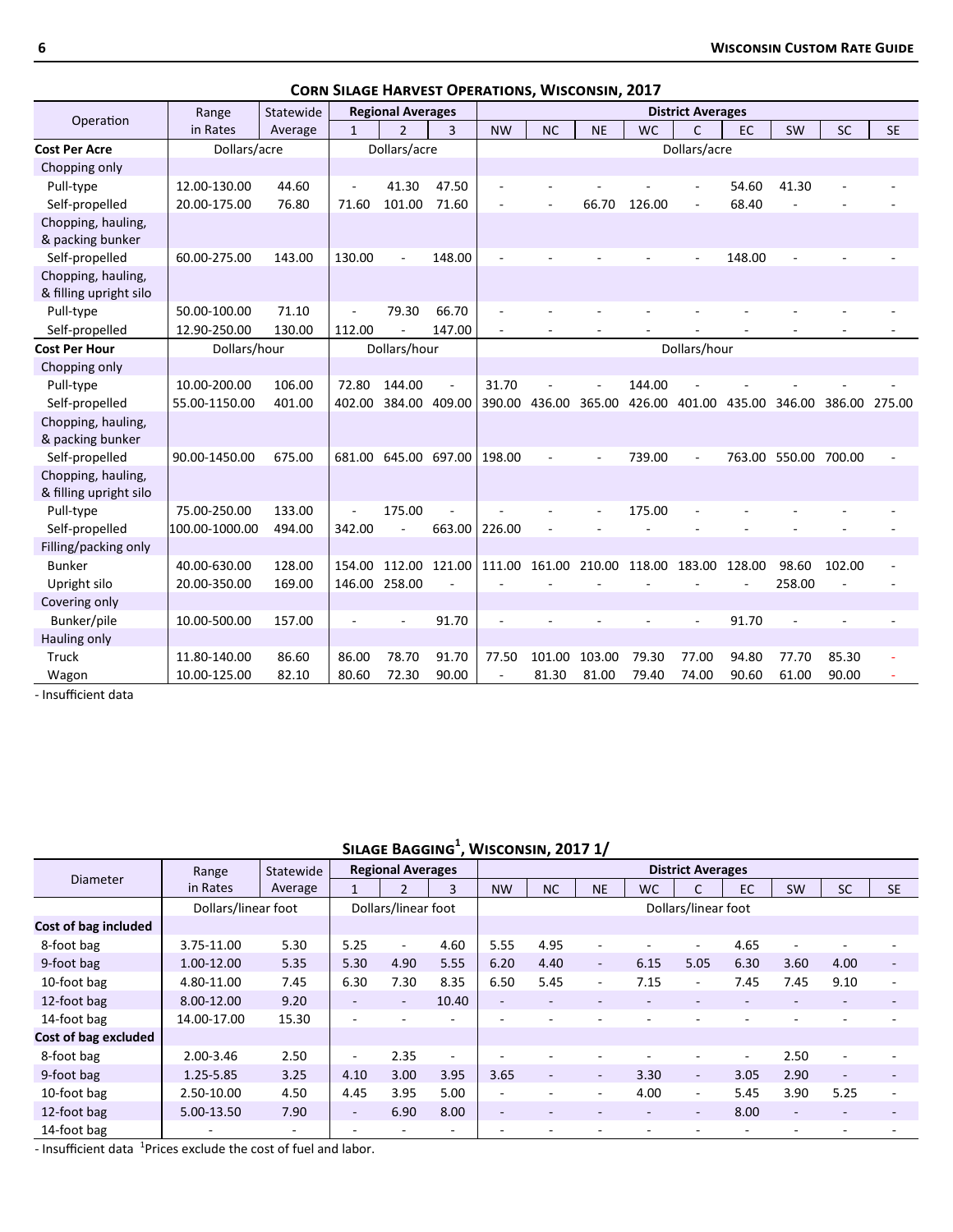## Corn Silage Harvest Operations, Wisconsin, 2017

| Operation | Range in Rates | Statewide Average | Regional Averages | | | District Averages | | | | | | | | |
|---|---|---|---|---|---|---|---|---|---|---|---|---|---|---|
| | | | 1 | 2 | 3 | NW | NC | NE | WC | C | EC | SW | SC | SE |
| **Cost Per Acre** | Dollars/acre | | Dollars/acre | | | Dollars/acre | | | | | | | | |
| Chopping only | | | | | | | | | | | | | | |
| Pull-type | 12.00-130.00 | 44.60 | - | 41.30 | 47.50 | - | - | - | - | - | 54.60 | 41.30 | - | - |
| Self-propelled | 20.00-175.00 | 76.80 | 71.60 | 101.00 | 71.60 | - | - | 66.70 | 126.00 | - | 68.40 | - | - | - |
| Chopping, hauling, & packing bunker | | | | | | | | | | | | | | |
| Self-propelled | 60.00-275.00 | 143.00 | 130.00 | - | 148.00 | - | - | - | - | - | 148.00 | - | - | - |
| Chopping, hauling, & filling upright silo | | | | | | | | | | | | | | |
| Pull-type | 50.00-100.00 | 71.10 | - | 79.30 | 66.70 | - | - | - | - | - | - | - | - | - |
| Self-propelled | 12.90-250.00 | 130.00 | 112.00 | - | 147.00 | - | - | - | - | - | - | - | - | - |
| **Cost Per Hour** | Dollars/hour | | Dollars/hour | | | Dollars/hour | | | | | | | | |
| Chopping only | | | | | | | | | | | | | | |
| Pull-type | 10.00-200.00 | 106.00 | 72.80 | 144.00 | - | 31.70 | - | - | 144.00 | - | - | - | - | - |
| Self-propelled | 55.00-1150.00 | 401.00 | 402.00 | 384.00 | 409.00 | 390.00 | 436.00 | 365.00 | 426.00 | 401.00 | 435.00 | 346.00 | 386.00 | 275.00 |
| Chopping, hauling, & packing bunker | | | | | | | | | | | | | | |
| Self-propelled | 90.00-1450.00 | 675.00 | 681.00 | 645.00 | 697.00 | 198.00 | - | - | 739.00 | - | 763.00 | 550.00 | 700.00 | - |
| Chopping, hauling, & filling upright silo | | | | | | | | | | | | | | |
| Pull-type | 75.00-250.00 | 133.00 | - | 175.00 | - | - | - | - | 175.00 | - | - | - | - | - |
| Self-propelled | 100.00-1000.00 | 494.00 | 342.00 | - | 663.00 | 226.00 | - | - | - | - | - | - | - | - |
| Filling/packing only | | | | | | | | | | | | | | |
| Bunker | 40.00-630.00 | 128.00 | 154.00 | 112.00 | 121.00 | 111.00 | 161.00 | 210.00 | 118.00 | 183.00 | 128.00 | 98.60 | 102.00 | - |
| Upright silo | 20.00-350.00 | 169.00 | 146.00 | 258.00 | - | - | - | - | - | - | - | 258.00 | - | - |
| Covering only | | | | | | | | | | | | | | |
| Bunker/pile | 10.00-500.00 | 157.00 | - | - | 91.70 | - | - | - | - | - | 91.70 | - | - | - |
| Hauling only | | | | | | | | | | | | | | |
| Truck | 11.80-140.00 | 86.60 | 86.00 | 78.70 | 91.70 | 77.50 | 101.00 | 103.00 | 79.30 | 77.00 | 94.80 | 77.70 | 85.30 | - |
| Wagon | 10.00-125.00 | 82.10 | 80.60 | 72.30 | 90.00 | - | 81.30 | 81.00 | 79.40 | 74.00 | 90.60 | 61.00 | 90.00 | - |

- Insufficient data

## Silage Bagging[1], Wisconsin, 2017 1/

| Diameter | Range in Rates | Statewide Average | Regional Averages | | | District Averages | | | | | | | | |
|---|---|---|---|---|---|---|---|---|---|---|---|---|---|---|
| | | | 1 | 2 | 3 | NW | NC | NE | WC | C | EC | SW | SC | SE |
| | Dollars/linear foot | | Dollars/linear foot | | | Dollars/linear foot | | | | | | | | |
| **Cost of bag included** | | | | | | | | | | | | | | |
| 8-foot bag | 3.75-11.00 | 5.30 | 5.25 | - | 4.60 | 5.55 | 4.95 | - | - | - | 4.65 | - | - | - |
| 9-foot bag | 1.00-12.00 | 5.35 | 5.30 | 4.90 | 5.55 | 6.20 | 4.40 | - | 6.15 | 5.05 | 6.30 | 3.60 | 4.00 | - |
| 10-foot bag | 4.80-11.00 | 7.45 | 6.30 | 7.30 | 8.35 | 6.50 | 5.45 | - | 7.15 | - | 7.45 | 7.45 | 9.10 | - |
| 12-foot bag | 8.00-12.00 | 9.20 | - | - | 10.40 | - | - | - | - | - | - | - | - | - |
| 14-foot bag | 14.00-17.00 | 15.30 | - | - | - | - | - | - | - | - | - | - | - | - |
| **Cost of bag excluded** | | | | | | | | | | | | | | |
| 8-foot bag | 2.00-3.46 | 2.50 | - | 2.35 | - | - | - | - | - | - | - | 2.50 | - | - |
| 9-foot bag | 1.25-5.85 | 3.25 | 4.10 | 3.00 | 3.95 | 3.65 | - | - | 3.30 | - | 3.05 | 2.90 | - | - |
| 10-foot bag | 2.50-10.00 | 4.50 | 4.45 | 3.95 | 5.00 | - | - | - | 4.00 | - | 5.45 | 3.90 | 5.25 | - |
| 12-foot bag | 5.00-13.50 | 7.90 | - | 6.90 | 8.00 | - | - | - | - | - | 8.00 | - | - | - |
| 14-foot bag | - | - | - | - | - | - | - | - | - | - | - | - | - | - |

- Insufficient data [1]Prices exclude the cost of fuel and labor.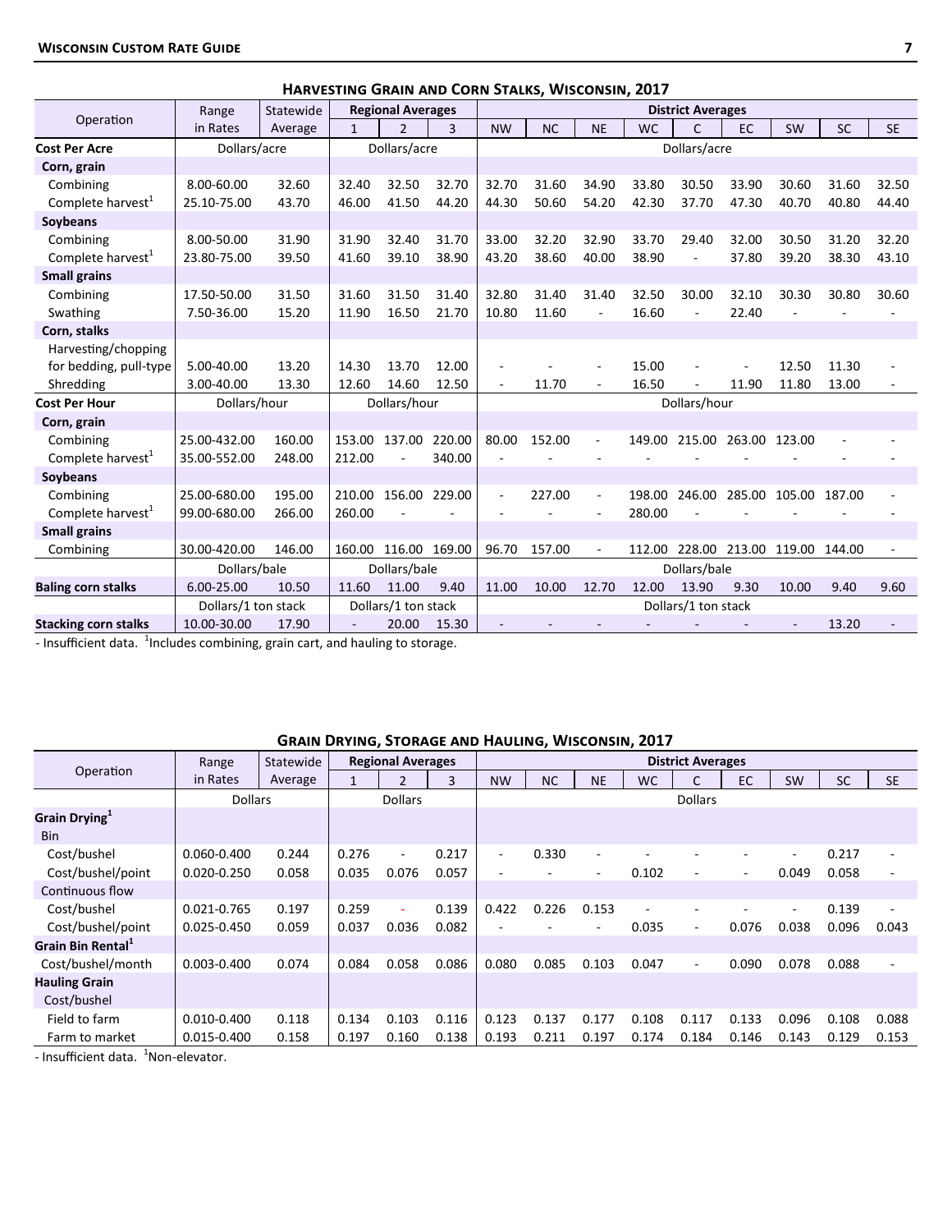## Harvesting Grain and Corn Stalks, Wisconsin, 2017

| Operation | Range in Rates | Statewide Average | Regional Averages | | | District Averages | | | | | | | | |
|---|---|---|---|---|---|---|---|---|---|---|---|---|---|---|
| | | | 1 | 2 | 3 | NW | NC | NE | WC | C | EC | SW | SC | SE |
| **Cost Per Acre** | Dollars/acre | | Dollars/acre | | | Dollars/acre | | | | | | | | |
| **Corn, grain** | | | | | | | | | | | | | | |
| Combining | 8.00-60.00 | 32.60 | 32.40 | 32.50 | 32.70 | 32.70 | 31.60 | 34.90 | 33.80 | 30.50 | 33.90 | 30.60 | 31.60 | 32.50 |
| Complete harvest[1] | 25.10-75.00 | 43.70 | 46.00 | 41.50 | 44.20 | 44.30 | 50.60 | 54.20 | 42.30 | 37.70 | 47.30 | 40.70 | 40.80 | 44.40 |
| **Soybeans** | | | | | | | | | | | | | | |
| Combining | 8.00-50.00 | 31.90 | 31.90 | 32.40 | 31.70 | 33.00 | 32.20 | 32.90 | 33.70 | 29.40 | 32.00 | 30.50 | 31.20 | 32.20 |
| Complete harvest[1] | 23.80-75.00 | 39.50 | 41.60 | 39.10 | 38.90 | 43.20 | 38.60 | 40.00 | 38.90 | - | 37.80 | 39.20 | 38.30 | 43.10 |
| **Small grains** | | | | | | | | | | | | | | |
| Combining | 17.50-50.00 | 31.50 | 31.60 | 31.50 | 31.40 | 32.80 | 31.40 | 31.40 | 32.50 | 30.00 | 32.10 | 30.30 | 30.80 | 30.60 |
| Swathing | 7.50-36.00 | 15.20 | 11.90 | 16.50 | 21.70 | 10.80 | 11.60 | - | 16.60 | - | 22.40 | - | - | - |
| **Corn, stalks** | | | | | | | | | | | | | | |
| Harvesting/chopping for bedding, pull-type | 5.00-40.00 | 13.20 | 14.30 | 13.70 | 12.00 | - | - | - | 15.00 | - | - | 12.50 | 11.30 | - |
| Shredding | 3.00-40.00 | 13.30 | 12.60 | 14.60 | 12.50 | - | 11.70 | - | 16.50 | - | 11.90 | 11.80 | 13.00 | - |
| **Cost Per Hour** | Dollars/hour | | Dollars/hour | | | Dollars/hour | | | | | | | | |
| **Corn, grain** | | | | | | | | | | | | | | |
| Combining | 25.00-432.00 | 160.00 | 153.00 | 137.00 | 220.00 | 80.00 | 152.00 | - | 149.00 | 215.00 | 263.00 | 123.00 | - | - |
| Complete harvest[1] | 35.00-552.00 | 248.00 | 212.00 | - | 340.00 | - | - | - | - | - | - | - | - | - |
| **Soybeans** | | | | | | | | | | | | | | |
| Combining | 25.00-680.00 | 195.00 | 210.00 | 156.00 | 229.00 | - | 227.00 | - | 198.00 | 246.00 | 285.00 | 105.00 | 187.00 | - |
| Complete harvest[1] | 99.00-680.00 | 266.00 | 260.00 | - | - | - | - | - | 280.00 | - | - | - | - | - |
| **Small grains** | | | | | | | | | | | | | | |
| Combining | 30.00-420.00 | 146.00 | 160.00 | 116.00 | 169.00 | 96.70 | 157.00 | - | 112.00 | 228.00 | 213.00 | 119.00 | 144.00 | - |
| | Dollars/bale | | Dollars/bale | | | Dollars/bale | | | | | | | | |
| **Baling corn stalks** | 6.00-25.00 | 10.50 | 11.60 | 11.00 | 9.40 | 11.00 | 10.00 | 12.70 | 12.00 | 13.90 | 9.30 | 10.00 | 9.40 | 9.60 |
| | Dollars/1 ton stack | | Dollars/1 ton stack | | | Dollars/1 ton stack | | | | | | | | |
| **Stacking corn stalks** | 10.00-30.00 | 17.90 | - | 20.00 | 15.30 | - | - | - | - | - | - | - | 13.20 | - |

- Insufficient data. [1]Includes combining, grain cart, and hauling to storage.

## Grain Drying, Storage and Hauling, Wisconsin, 2017

| Operation | Range in Rates | Statewide Average | Regional Averages | | | District Averages | | | | | | | | |
|---|---|---|---|---|---|---|---|---|---|---|---|---|---|---|
| | | | 1 | 2 | 3 | NW | NC | NE | WC | C | EC | SW | SC | SE |
| | Dollars | | Dollars | | | Dollars | | | | | | | | |
| **Grain Drying[1]** | | | | | | | | | | | | | | |
| Bin | | | | | | | | | | | | | | |
| Cost/bushel | 0.060-0.400 | 0.244 | 0.276 | - | 0.217 | - | 0.330 | - | - | - | - | - | 0.217 | - |
| Cost/bushel/point | 0.020-0.250 | 0.058 | 0.035 | 0.076 | 0.057 | - | - | - | 0.102 | - | - | 0.049 | 0.058 | - |
| Continuous flow | | | | | | | | | | | | | | |
| Cost/bushel | 0.021-0.765 | 0.197 | 0.259 | - | 0.139 | 0.422 | 0.226 | 0.153 | - | - | - | - | 0.139 | - |
| Cost/bushel/point | 0.025-0.450 | 0.059 | 0.037 | 0.036 | 0.082 | - | - | - | 0.035 | - | 0.076 | 0.038 | 0.096 | 0.043 |
| **Grain Bin Rental[1]** | | | | | | | | | | | | | | |
| Cost/bushel/month | 0.003-0.400 | 0.074 | 0.084 | 0.058 | 0.086 | 0.080 | 0.085 | 0.103 | 0.047 | - | 0.090 | 0.078 | 0.088 | - |
| **Hauling Grain** | | | | | | | | | | | | | | |
| Cost/bushel | | | | | | | | | | | | | | |
| Field to farm | 0.010-0.400 | 0.118 | 0.134 | 0.103 | 0.116 | 0.123 | 0.137 | 0.177 | 0.108 | 0.117 | 0.133 | 0.096 | 0.108 | 0.088 |
| Farm to market | 0.015-0.400 | 0.158 | 0.197 | 0.160 | 0.138 | 0.193 | 0.211 | 0.197 | 0.174 | 0.184 | 0.146 | 0.143 | 0.129 | 0.153 |

- Insufficient data. [1]Non-elevator.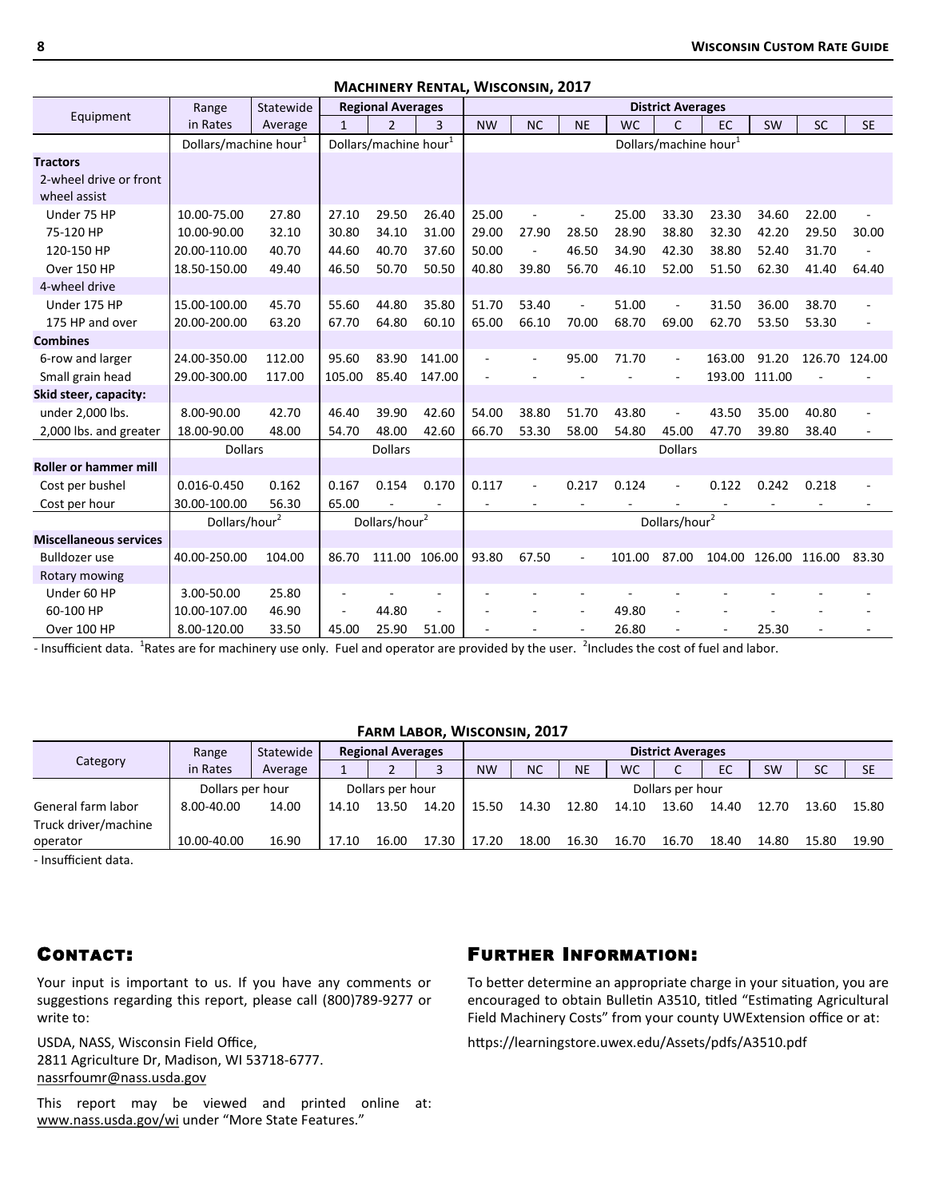## Machinery Rental, Wisconsin, 2017

| Equipment | Range in Rates | Statewide Average | Regional Averages | | | District Averages | | | | | | | | |
|---|---|---|---|---|---|---|---|---|---|---|---|---|---|---|
| | | | 1 | 2 | 3 | NW | NC | NE | WC | C | EC | SW | SC | SE |
| | Dollars/machine hour[1] | | Dollars/machine hour[1] | | | Dollars/machine hour[1] | | | | | | | | |
| **Tractors** | | | | | | | | | | | | | | |
| 2-wheel drive or front wheel assist | | | | | | | | | | | | | | |
| Under 75 HP | 10.00-75.00 | 27.80 | 27.10 | 29.50 | 26.40 | 25.00 | - | - | 25.00 | 33.30 | 23.30 | 34.60 | 22.00 | - |
| 75-120 HP | 10.00-90.00 | 32.10 | 30.80 | 34.10 | 31.00 | 29.00 | 27.90 | 28.50 | 28.90 | 38.80 | 32.30 | 42.20 | 29.50 | 30.00 |
| 120-150 HP | 20.00-110.00 | 40.70 | 44.60 | 40.70 | 37.60 | 50.00 | - | 46.50 | 34.90 | 42.30 | 38.80 | 52.40 | 31.70 | - |
| Over 150 HP | 18.50-150.00 | 49.40 | 46.50 | 50.70 | 50.50 | 40.80 | 39.80 | 56.70 | 46.10 | 52.00 | 51.50 | 62.30 | 41.40 | 64.40 |
| 4-wheel drive | | | | | | | | | | | | | | |
| Under 175 HP | 15.00-100.00 | 45.70 | 55.60 | 44.80 | 35.80 | 51.70 | 53.40 | - | 51.00 | - | 31.50 | 36.00 | 38.70 | - |
| 175 HP and over | 20.00-200.00 | 63.20 | 67.70 | 64.80 | 60.10 | 65.00 | 66.10 | 70.00 | 68.70 | 69.00 | 62.70 | 53.50 | 53.30 | - |
| **Combines** | | | | | | | | | | | | | | |
| 6-row and larger | 24.00-350.00 | 112.00 | 95.60 | 83.90 | 141.00 | - | - | 95.00 | 71.70 | - | 163.00 | 91.20 | 126.70 | 124.00 |
| Small grain head | 29.00-300.00 | 117.00 | 105.00 | 85.40 | 147.00 | - | - | - | - | - | 193.00 | 111.00 | - | - |
| **Skid steer, capacity:** | | | | | | | | | | | | | | |
| under 2,000 lbs. | 8.00-90.00 | 42.70 | 46.40 | 39.90 | 42.60 | 54.00 | 38.80 | 51.70 | 43.80 | - | 43.50 | 35.00 | 40.80 | - |
| 2,000 lbs. and greater | 18.00-90.00 | 48.00 | 54.70 | 48.00 | 42.60 | 66.70 | 53.30 | 58.00 | 54.80 | 45.00 | 47.70 | 39.80 | 38.40 | - |
| | Dollars | | Dollars | | | Dollars | | | | | | | | |
| **Roller or hammer mill** | | | | | | | | | | | | | | |
| Cost per bushel | 0.016-0.450 | 0.162 | 0.167 | 0.154 | 0.170 | 0.117 | - | 0.217 | 0.124 | - | 0.122 | 0.242 | 0.218 | - |
| Cost per hour | 30.00-100.00 | 56.30 | 65.00 | - | - | - | - | - | - | - | - | - | - | - |
| | Dollars/hour[2] | | Dollars/hour[2] | | | Dollars/hour[2] | | | | | | | | |
| **Miscellaneous services** | | | | | | | | | | | | | | |
| Bulldozer use | 40.00-250.00 | 104.00 | 86.70 | 111.00 | 106.00 | 93.80 | 67.50 | - | 101.00 | 87.00 | 104.00 | 126.00 | 116.00 | 83.30 |
| Rotary mowing | | | | | | | | | | | | | | |
| Under 60 HP | 3.00-50.00 | 25.80 | - | - | - | - | - | - | - | - | - | - | - | - |
| 60-100 HP | 10.00-107.00 | 46.90 | - | 44.80 | - | - | - | - | 49.80 | - | - | - | - | - |
| Over 100 HP | 8.00-120.00 | 33.50 | 45.00 | 25.90 | 51.00 | - | - | - | 26.80 | - | - | 25.30 | - | - |

- Insufficient data. [1]Rates are for machinery use only. Fuel and operator are provided by the user. [2]Includes the cost of fuel and labor.

## Farm Labor, Wisconsin, 2017

| Category | Range in Rates | Statewide Average | Regional Averages | | | District Averages | | | | | | | | |
|---|---|---|---|---|---|---|---|---|---|---|---|---|---|---|
| | | | 1 | 2 | 3 | NW | NC | NE | WC | C | EC | SW | SC | SE |
| | Dollars per hour | | Dollars per hour | | | Dollars per hour | | | | | | | | |
| General farm labor | 8.00-40.00 | 14.00 | 14.10 | 13.50 | 14.20 | 15.50 | 14.30 | 12.80 | 14.10 | 13.60 | 14.40 | 12.70 | 13.60 | 15.80 |
| Truck driver/machine operator | 10.00-40.00 | 16.90 | 17.10 | 16.00 | 17.30 | 17.20 | 18.00 | 16.30 | 16.70 | 16.70 | 18.40 | 14.80 | 15.80 | 19.90 |

- Insufficient data.

## Contact:

Your input is important to us. If you have any comments or suggestions regarding this report, please call (800)789-9277 or write to:

USDA, NASS, Wisconsin Field Office,
2811 Agriculture Dr, Madison, WI 53718-6777.
nassrfoumr@nass.usda.gov

This report may be viewed and printed online at: www.nass.usda.gov/wi under "More State Features."

## Further Information:

To better determine an appropriate charge in your situation, you are encouraged to obtain Bulletin A3510, titled "Estimating Agricultural Field Machinery Costs" from your county UWExtension office or at:

https://learningstore.uwex.edu/Assets/pdfs/A3510.pdf